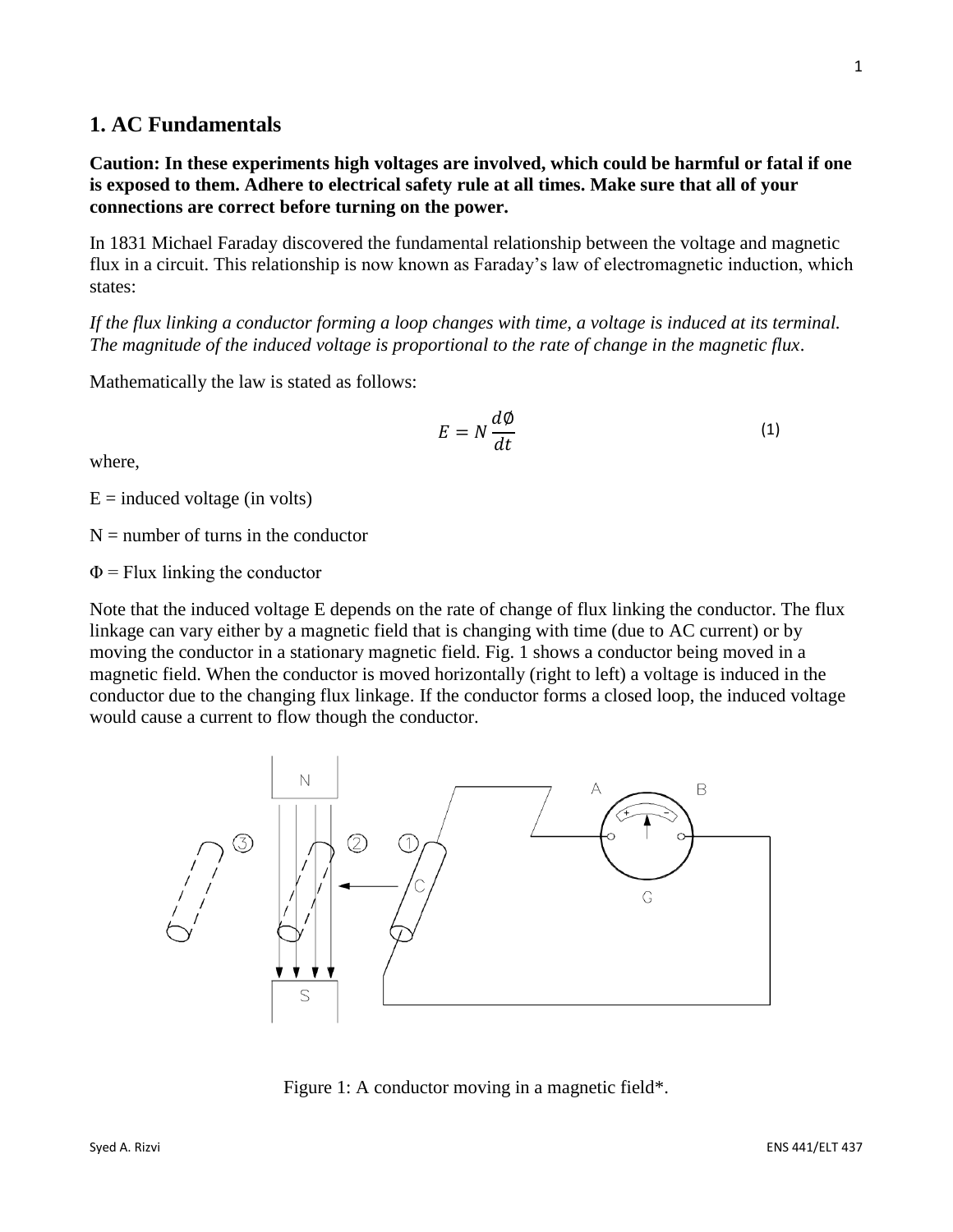# 1. AC Fundamentals

**Caution: In these experiments high voltages are involved, which could be harmful or fatal if one is exposed to them. Adhere to electrical safety rule at all times. Make sure that all of your connections are correct before turning on the power.**

In 1831 Michael Faraday discovered the fundamental relationship between the voltage and magnetic flux in a circuit. This relationship is now known as Faraday's law of electromagnetic induction, which states:

*If the flux linking a conductor forming a loop changes with time, a voltage is induced at its terminal. The magnitude of the induced voltage is proportional to the rate of change in the magnetic flux.*

Mathematically the law is stated as follows:

$$E = N\frac{d\emptyset}{dt} \quad (1)$$

where,

E = induced voltage (in volts)

N = number of turns in the conductor

$\Phi$ = Flux linking the conductor

Note that the induced voltage E depends on the rate of change of flux linking the conductor. The flux linkage can vary either by a magnetic field that is changing with time (due to AC current) or by moving the conductor in a stationary magnetic field. Fig. 1 shows a conductor being moved in a magnetic field. When the conductor is moved horizontally (right to left) a voltage is induced in the conductor due to the changing flux linkage. If the conductor forms a closed loop, the induced voltage would cause a current to flow though the conductor.

Figure 1: A conductor moving in a magnetic field*.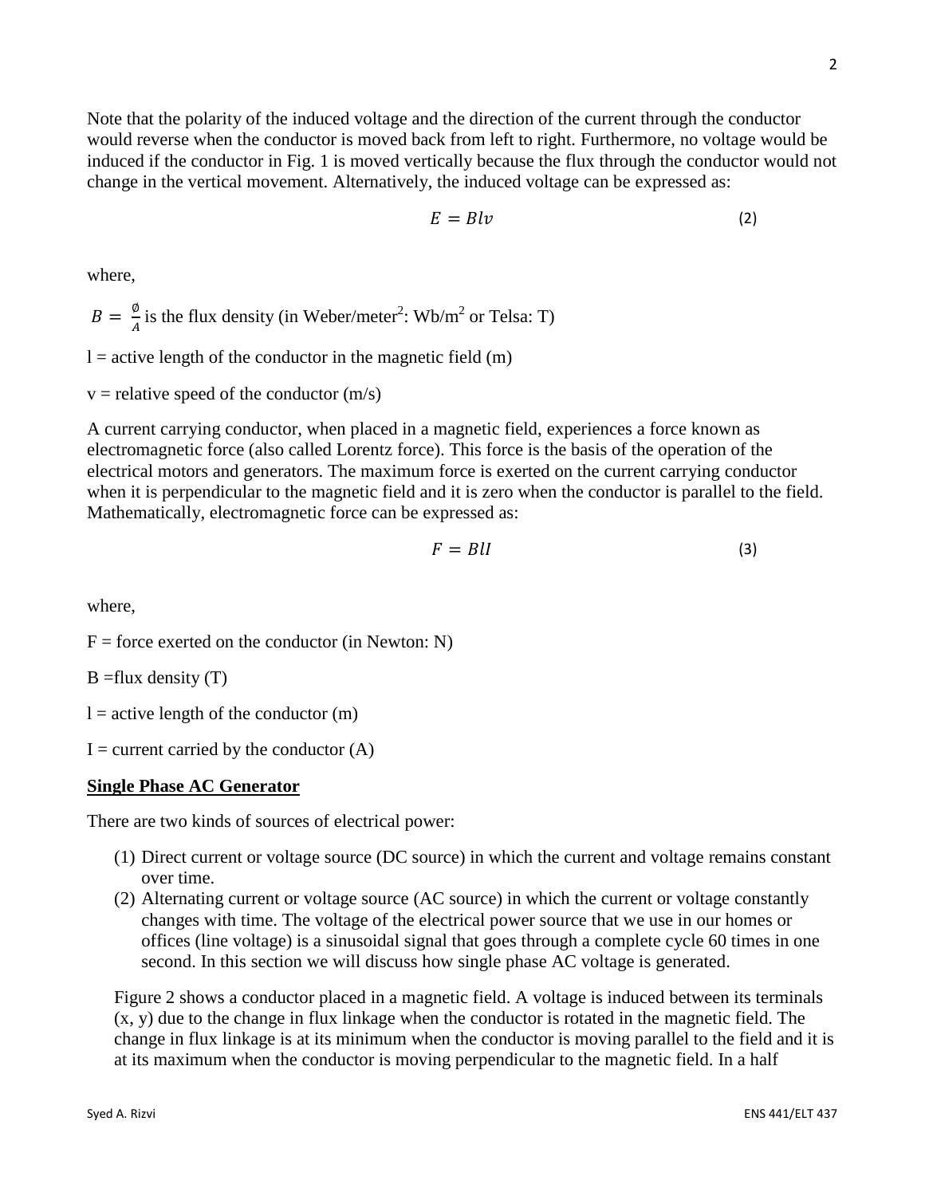Note that the polarity of the induced voltage and the direction of the current through the conductor would reverse when the conductor is moved back from left to right. Furthermore, no voltage would be induced if the conductor in Fig. 1 is moved vertically because the flux through the conductor would not change in the vertical movement. Alternatively, the induced voltage can be expressed as:

$$E = Blv \tag{2}$$

where,

$B = \frac{\emptyset}{A}$ is the flux density (in Weber/meter$^2$: Wb/m$^2$ or Telsa: T)

l = active length of the conductor in the magnetic field (m)

v = relative speed of the conductor (m/s)

A current carrying conductor, when placed in a magnetic field, experiences a force known as electromagnetic force (also called Lorentz force). This force is the basis of the operation of the electrical motors and generators. The maximum force is exerted on the current carrying conductor when it is perpendicular to the magnetic field and it is zero when the conductor is parallel to the field. Mathematically, electromagnetic force can be expressed as:

$$F = BlI \tag{3}$$

where,

F = force exerted on the conductor (in Newton: N)

B =flux density (T)

l = active length of the conductor (m)

I = current carried by the conductor (A)

**Single Phase AC Generator**

There are two kinds of sources of electrical power:

(1) Direct current or voltage source (DC source) in which the current and voltage remains constant over time.
(2) Alternating current or voltage source (AC source) in which the current or voltage constantly changes with time. The voltage of the electrical power source that we use in our homes or offices (line voltage) is a sinusoidal signal that goes through a complete cycle 60 times in one second. In this section we will discuss how single phase AC voltage is generated.

Figure 2 shows a conductor placed in a magnetic field. A voltage is induced between its terminals (x, y) due to the change in flux linkage when the conductor is rotated in the magnetic field. The change in flux linkage is at its minimum when the conductor is moving parallel to the field and it is at its maximum when the conductor is moving perpendicular to the magnetic field. In a half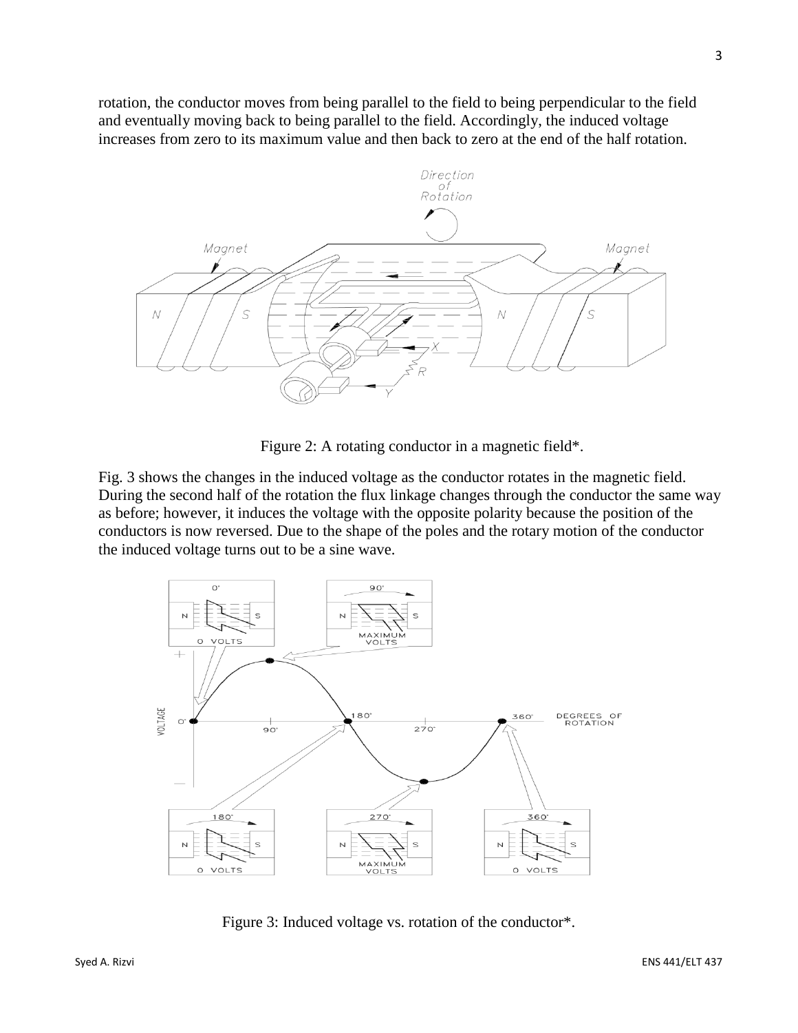rotation, the conductor moves from being parallel to the field to being perpendicular to the field and eventually moving back to being parallel to the field. Accordingly, the induced voltage increases from zero to its maximum value and then back to zero at the end of the half rotation.

Figure 2: A rotating conductor in a magnetic field*.

Fig. 3 shows the changes in the induced voltage as the conductor rotates in the magnetic field. During the second half of the rotation the flux linkage changes through the conductor the same way as before; however, it induces the voltage with the opposite polarity because the position of the conductors is now reversed. Due to the shape of the poles and the rotary motion of the conductor the induced voltage turns out to be a sine wave.

Figure 3: Induced voltage vs. rotation of the conductor*.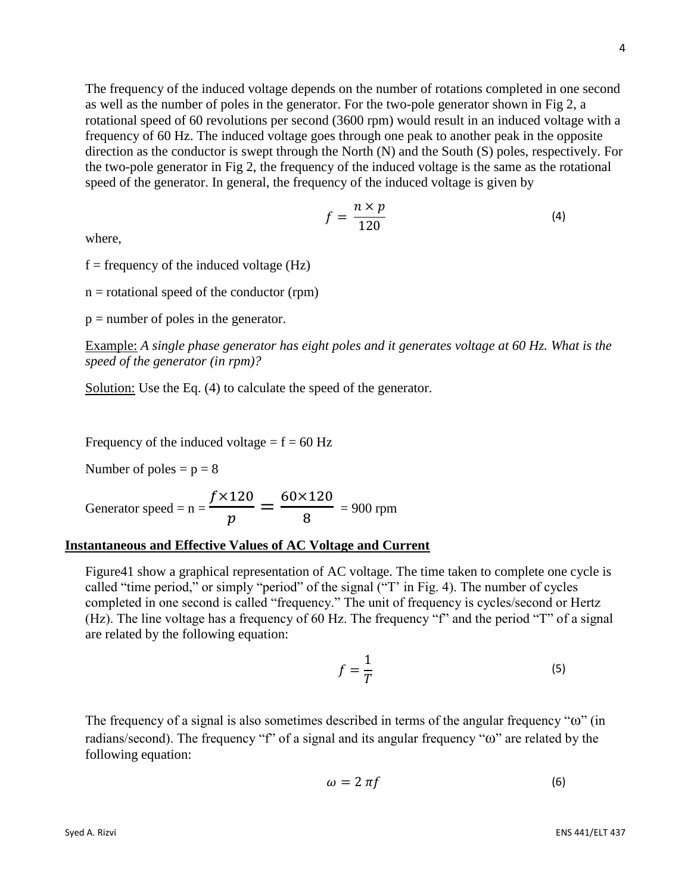The frequency of the induced voltage depends on the number of rotations completed in one second as well as the number of poles in the generator. For the two-pole generator shown in Fig 2, a rotational speed of 60 revolutions per second (3600 rpm) would result in an induced voltage with a frequency of 60 Hz. The induced voltage goes through one peak to another peak in the opposite direction as the conductor is swept through the North (N) and the South (S) poles, respectively. For the two-pole generator in Fig 2, the frequency of the induced voltage is the same as the rotational speed of the generator. In general, the frequency of the induced voltage is given by

$$f = \frac{n \times p}{120} \tag{4}$$

where,

f = frequency of the induced voltage (Hz)

n = rotational speed of the conductor (rpm)

p = number of poles in the generator.

Example: *A single phase generator has eight poles and it generates voltage at 60 Hz. What is the speed of the generator (in rpm)?*

Solution: Use the Eq. (4) to calculate the speed of the generator.

Frequency of the induced voltage = f = 60 Hz

Number of poles = p = 8

Generator speed = $n = \frac{f \times 120}{p} = \frac{60 \times 120}{8}$ = 900 rpm

## **Instantaneous and Effective Values of AC Voltage and Current**

Figure41 show a graphical representation of AC voltage. The time taken to complete one cycle is called "time period," or simply "period" of the signal ("T' in Fig. 4). The number of cycles completed in one second is called "frequency." The unit of frequency is cycles/second or Hertz (Hz). The line voltage has a frequency of 60 Hz. The frequency "f" and the period "T" of a signal are related by the following equation:

$$f = \frac{1}{T} \tag{5}$$

The frequency of a signal is also sometimes described in terms of the angular frequency "ω" (in radians/second). The frequency "f" of a signal and its angular frequency "ω" are related by the following equation:

$$\omega = 2\pi f \tag{6}$$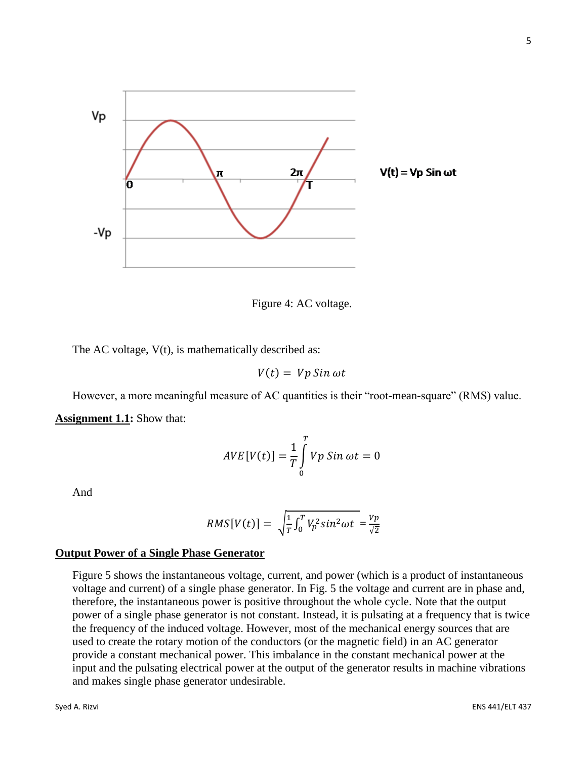Figure 4: AC voltage.

The AC voltage, V(t), is mathematically described as:

$$V(t) = Vp\,Sin\,\omega t$$

However, a more meaningful measure of AC quantities is their "root-mean-square" (RMS) value.

**<u>Assignment 1.1</u>:** Show that:

$$AVE[V(t)] = \frac{1}{T}\int_{0}^{T} Vp\,Sin\,\omega t = 0$$

And

$$RMS[V(t)] = \sqrt{\frac{1}{T}\int_{0}^{T} V_p^2 sin^2\omega t} = \frac{Vp}{\sqrt{2}}$$

## Output Power of a Single Phase Generator

Figure 5 shows the instantaneous voltage, current, and power (which is a product of instantaneous voltage and current) of a single phase generator. In Fig. 5 the voltage and current are in phase and, therefore, the instantaneous power is positive throughout the whole cycle. Note that the output power of a single phase generator is not constant. Instead, it is pulsating at a frequency that is twice the frequency of the induced voltage. However, most of the mechanical energy sources that are used to create the rotary motion of the conductors (or the magnetic field) in an AC generator provide a constant mechanical power. This imbalance in the constant mechanical power at the input and the pulsating electrical power at the output of the generator results in machine vibrations and makes single phase generator undesirable.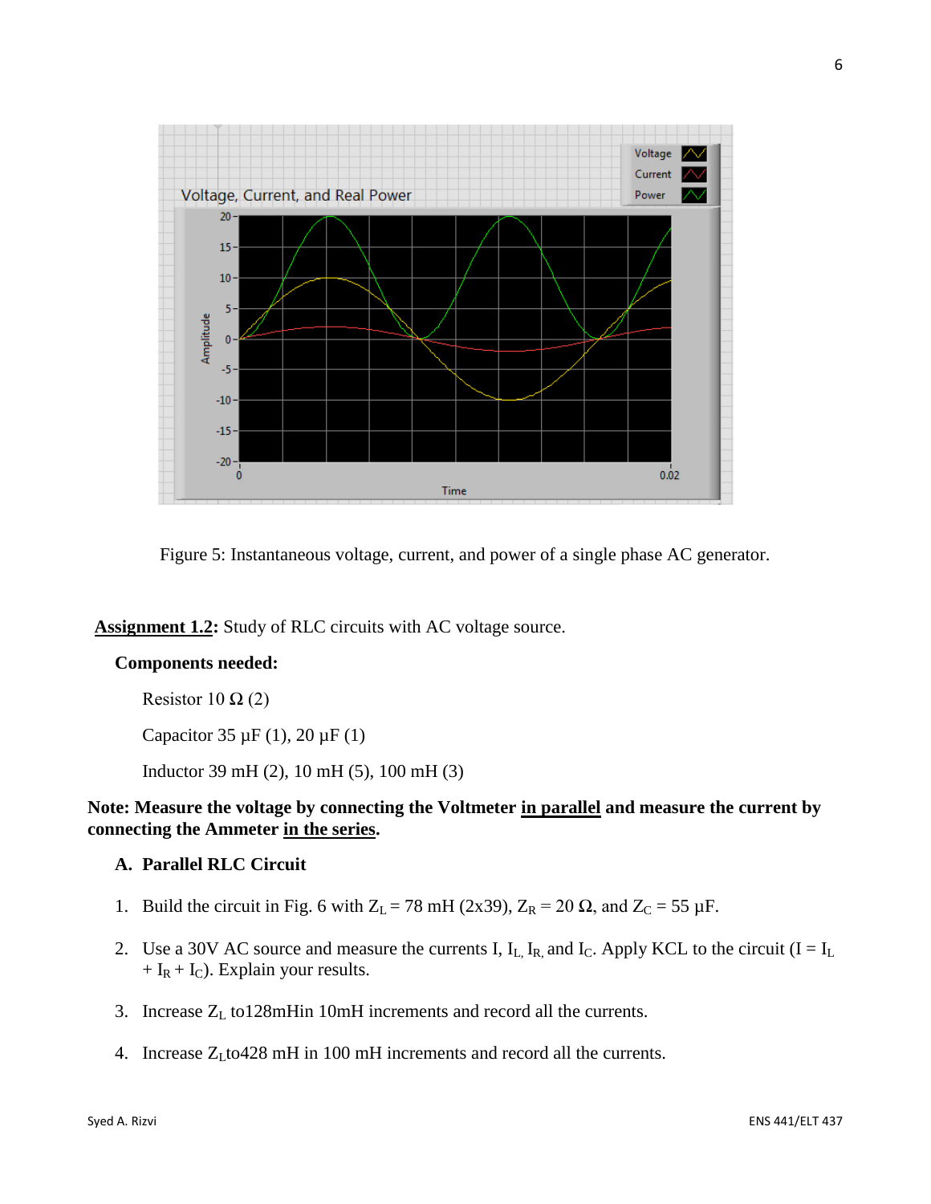Figure 5: Instantaneous voltage, current, and power of a single phase AC generator.

**Assignment 1.2:** Study of RLC circuits with AC voltage source.

**Components needed:**

Resistor 10 Ω (2)

Capacitor 35 μF (1), 20 μF (1)

Inductor 39 mH (2), 10 mH (5), 100 mH (3)

**Note: Measure the voltage by connecting the Voltmeter in parallel and measure the current by connecting the Ammeter in the series.**

**A. Parallel RLC Circuit**

1. Build the circuit in Fig. 6 with $Z_L$ = 78 mH (2x39), $Z_R$ = 20 Ω, and $Z_C$ = 55 μF.
2. Use a 30V AC source and measure the currents I, $I_L$, $I_R$, and $I_C$. Apply KCL to the circuit ($I = I_L + I_R + I_C$). Explain your results.
3. Increase $Z_L$ to128mHin 10mH increments and record all the currents.
4. Increase $Z_L$to428 mH in 100 mH increments and record all the currents.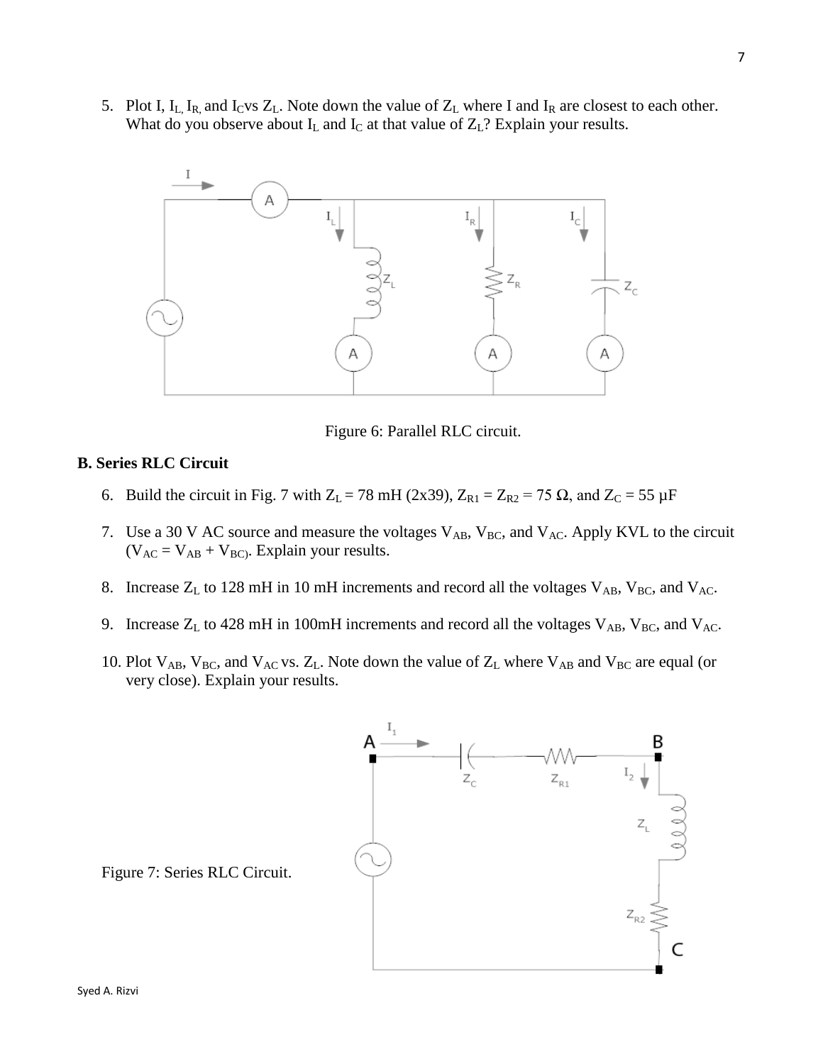5. Plot I, $I_L$, $I_R$, and $I_C$ vs $Z_L$. Note down the value of $Z_L$ where I and $I_R$ are closest to each other. What do you observe about $I_L$ and $I_C$ at that value of $Z_L$? Explain your results.

Figure 6: Parallel RLC circuit.

**B. Series RLC Circuit**

6. Build the circuit in Fig. 7 with $Z_L$ = 78 mH (2x39), $Z_{R1}$ = $Z_{R2}$ = 75 Ω, and $Z_C$ = 55 μF

7. Use a 30 V AC source and measure the voltages $V_{AB}$, $V_{BC}$, and $V_{AC}$. Apply KVL to the circuit ($V_{AC} = V_{AB} + V_{BC}$). Explain your results.

8. Increase $Z_L$ to 128 mH in 10 mH increments and record all the voltages $V_{AB}$, $V_{BC}$, and $V_{AC}$.

9. Increase $Z_L$ to 428 mH in 100mH increments and record all the voltages $V_{AB}$, $V_{BC}$, and $V_{AC}$.

10. Plot $V_{AB}$, $V_{BC}$, and $V_{AC}$ vs. $Z_L$. Note down the value of $Z_L$ where $V_{AB}$ and $V_{BC}$ are equal (or very close). Explain your results.

Figure 7: Series RLC Circuit.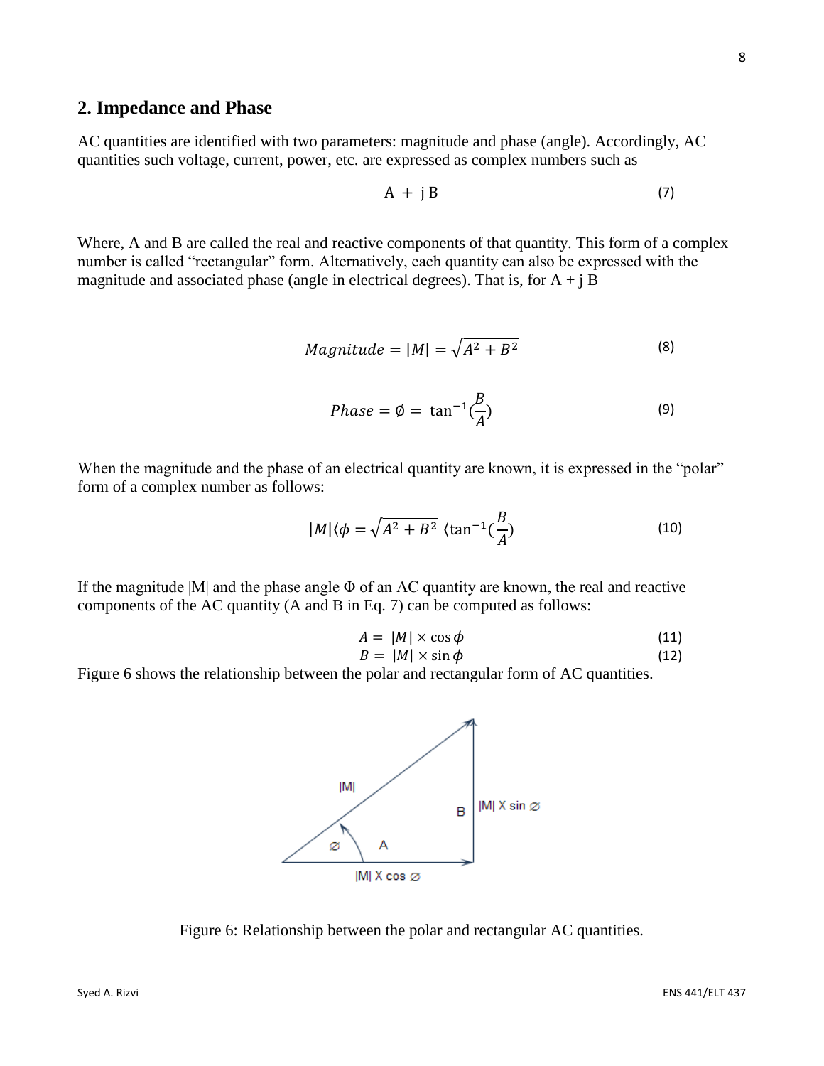## 2. Impedance and Phase

AC quantities are identified with two parameters: magnitude and phase (angle). Accordingly, AC quantities such voltage, current, power, etc. are expressed as complex numbers such as

$$A + j\,B \tag{7}$$

Where, A and B are called the real and reactive components of that quantity. This form of a complex number is called "rectangular" form. Alternatively, each quantity can also be expressed with the magnitude and associated phase (angle in electrical degrees). That is, for A + j B

$$Magnitude = |M| = \sqrt{A^2 + B^2} \tag{8}$$

$$Phase = \emptyset = \tan^{-1}(\frac{B}{A}) \tag{9}$$

When the magnitude and the phase of an electrical quantity are known, it is expressed in the "polar" form of a complex number as follows:

$$|M|\langle\phi = \sqrt{A^2 + B^2}\ \langle \tan^{-1}(\frac{B}{A}) \tag{10}$$

If the magnitude |M| and the phase angle Φ of an AC quantity are known, the real and reactive components of the AC quantity (A and B in Eq. 7) can be computed as follows:

$$A = |M| \times \cos\phi \tag{11}$$
$$B = |M| \times \sin\phi \tag{12}$$

Figure 6 shows the relationship between the polar and rectangular form of AC quantities.

Figure 6: Relationship between the polar and rectangular AC quantities.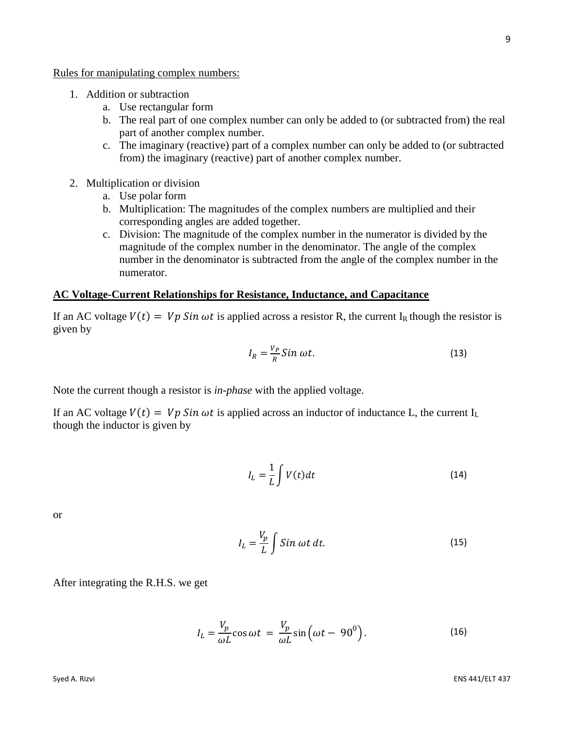Rules for manipulating complex numbers:

1. Addition or subtraction
   a. Use rectangular form
   b. The real part of one complex number can only be added to (or subtracted from) the real part of another complex number.
   c. The imaginary (reactive) part of a complex number can only be added to (or subtracted from) the imaginary (reactive) part of another complex number.

2. Multiplication or division
   a. Use polar form
   b. Multiplication: The magnitudes of the complex numbers are multiplied and their corresponding angles are added together.
   c. Division: The magnitude of the complex number in the numerator is divided by the magnitude of the complex number in the denominator. The angle of the complex number in the denominator is subtracted from the angle of the complex number in the numerator.

**AC Voltage-Current Relationships for Resistance, Inductance, and Capacitance**

If an AC voltage $V(t) = Vp\ Sin\ \omega t$ is applied across a resistor R, the current $I_R$ though the resistor is given by

$$I_R = \frac{V_P}{R} Sin\ \omega t. \tag{13}$$

Note the current though a resistor is *in-phase* with the applied voltage.

If an AC voltage $V(t) = Vp\ Sin\ \omega t$ is applied across an inductor of inductance L, the current $I_L$ though the inductor is given by

$$I_L = \frac{1}{L} \int V(t) dt \tag{14}$$

or

$$I_L = \frac{V_p}{L} \int Sin\ \omega t\ dt. \tag{15}$$

After integrating the R.H.S. we get

$$I_L = \frac{V_p}{\omega L} \cos \omega t \ = \ \frac{V_p}{\omega L} \sin\left(\omega t - \ 90^0\right). \tag{16}$$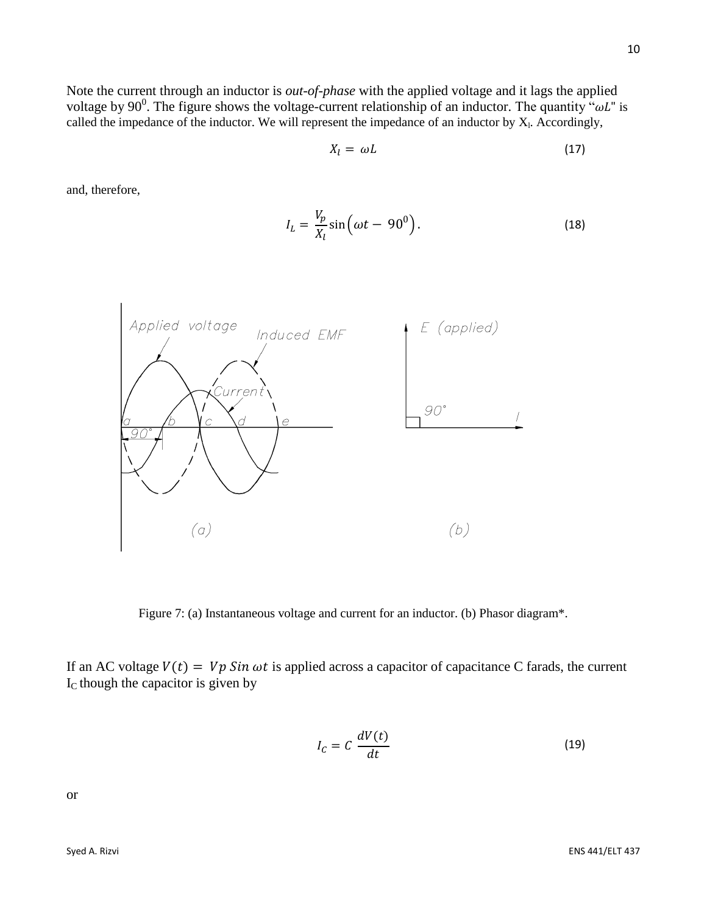Note the current through an inductor is *out-of-phase* with the applied voltage and it lags the applied voltage by $90^0$. The figure shows the voltage-current relationship of an inductor. The quantity "$\omega L$" is called the impedance of the inductor. We will represent the impedance of an inductor by $X_l$. Accordingly,

$$X_l = \omega L \tag{17}$$

and, therefore,

$$I_L = \frac{V_p}{X_l}\sin\left(\omega t - 90^0\right). \tag{18}$$

Figure 7: (a) Instantaneous voltage and current for an inductor. (b) Phasor diagram*.

If an AC voltage $V(t) = Vp\ Sin\ \omega t$ is applied across a capacitor of capacitance C farads, the current $I_C$ though the capacitor is given by

$$I_C = C\ \frac{dV(t)}{dt} \tag{19}$$

or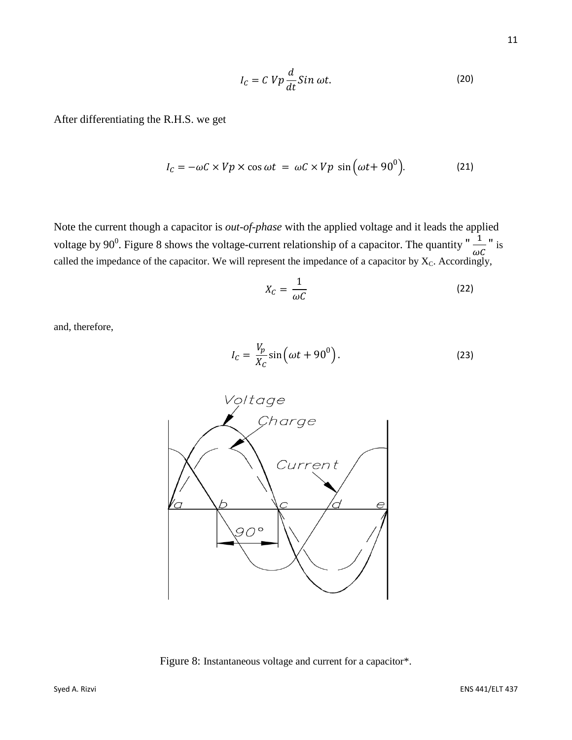$$I_C = C\ Vp \frac{d}{dt} Sin\ \omega t. \tag{20}$$

After differentiating the R.H.S. we get

$$I_C = -\omega C \times Vp \times \cos \omega t \ = \ \omega C \times Vp\ \sin\left(\omega t + 90^0\right). \tag{21}$$

Note the current though a capacitor is *out-of-phase* with the applied voltage and it leads the applied voltage by $90^0$. Figure 8 shows the voltage-current relationship of a capacitor. The quantity "$\frac{1}{\omega C}$" is called the impedance of the capacitor. We will represent the impedance of a capacitor by $X_C$. Accordingly,

$$X_C = \frac{1}{\omega C} \tag{22}$$

and, therefore,

$$I_C = \frac{V_p}{X_C} \sin\left(\omega t + 90^0\right). \tag{23}$$

Figure 8: Instantaneous voltage and current for a capacitor*.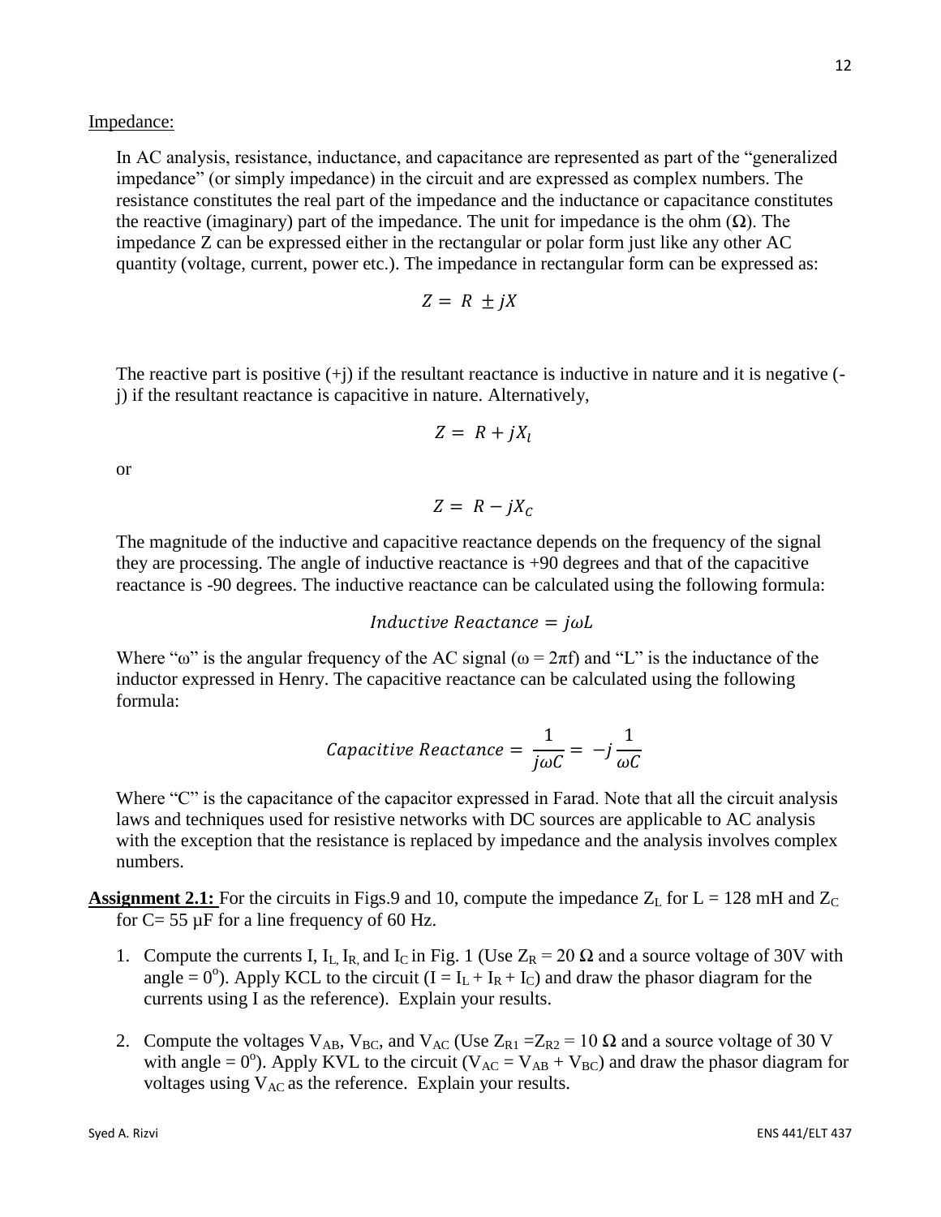Impedance:

In AC analysis, resistance, inductance, and capacitance are represented as part of the "generalized impedance" (or simply impedance) in the circuit and are expressed as complex numbers. The resistance constitutes the real part of the impedance and the inductance or capacitance constitutes the reactive (imaginary) part of the impedance. The unit for impedance is the ohm (Ω). The impedance Z can be expressed either in the rectangular or polar form just like any other AC quantity (voltage, current, power etc.). The impedance in rectangular form can be expressed as:

$$Z = R \pm jX$$

The reactive part is positive (+j) if the resultant reactance is inductive in nature and it is negative (-j) if the resultant reactance is capacitive in nature. Alternatively,

$$Z = R + jX_l$$

or

$$Z = R - jX_C$$

The magnitude of the inductive and capacitive reactance depends on the frequency of the signal they are processing. The angle of inductive reactance is +90 degrees and that of the capacitive reactance is -90 degrees. The inductive reactance can be calculated using the following formula:

$$Inductive\ Reactance = j\omega L$$

Where "ω" is the angular frequency of the AC signal (ω = 2πf) and "L" is the inductance of the inductor expressed in Henry. The capacitive reactance can be calculated using the following formula:

$$Capacitive\ Reactance = \frac{1}{j\omega C} = -j\frac{1}{\omega C}$$

Where "C" is the capacitance of the capacitor expressed in Farad. Note that all the circuit analysis laws and techniques used for resistive networks with DC sources are applicable to AC analysis with the exception that the resistance is replaced by impedance and the analysis involves complex numbers.

**Assignment 2.1:** For the circuits in Figs.9 and 10, compute the impedance $Z_L$ for L = 128 mH and $Z_C$ for C= 55 µF for a line frequency of 60 Hz.

1. Compute the currents I, $I_L$, $I_R$, and $I_C$ in Fig. 1 (Use $Z_R$ = 20 Ω and a source voltage of 30V with angle = $0^o$). Apply KCL to the circuit ($I = I_L + I_R + I_C$) and draw the phasor diagram for the currents using I as the reference). Explain your results.

2. Compute the voltages $V_{AB}$, $V_{BC}$, and $V_{AC}$ (Use $Z_{R1} = Z_{R2}$ = 10 Ω and a source voltage of 30 V with angle = $0^o$). Apply KVL to the circuit ($V_{AC} = V_{AB} + V_{BC}$) and draw the phasor diagram for voltages using $V_{AC}$ as the reference. Explain your results.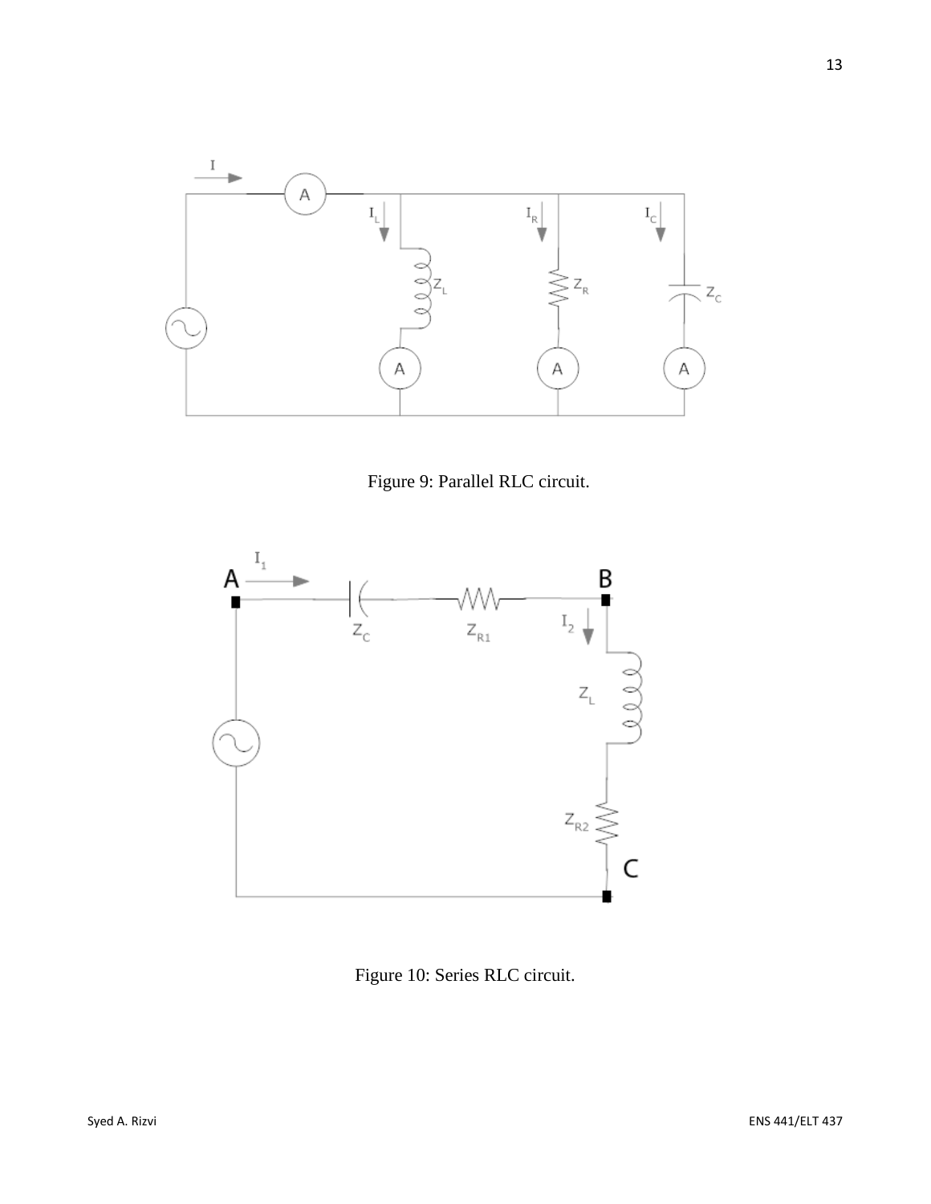Figure 9: Parallel RLC circuit.

Figure 10: Series RLC circuit.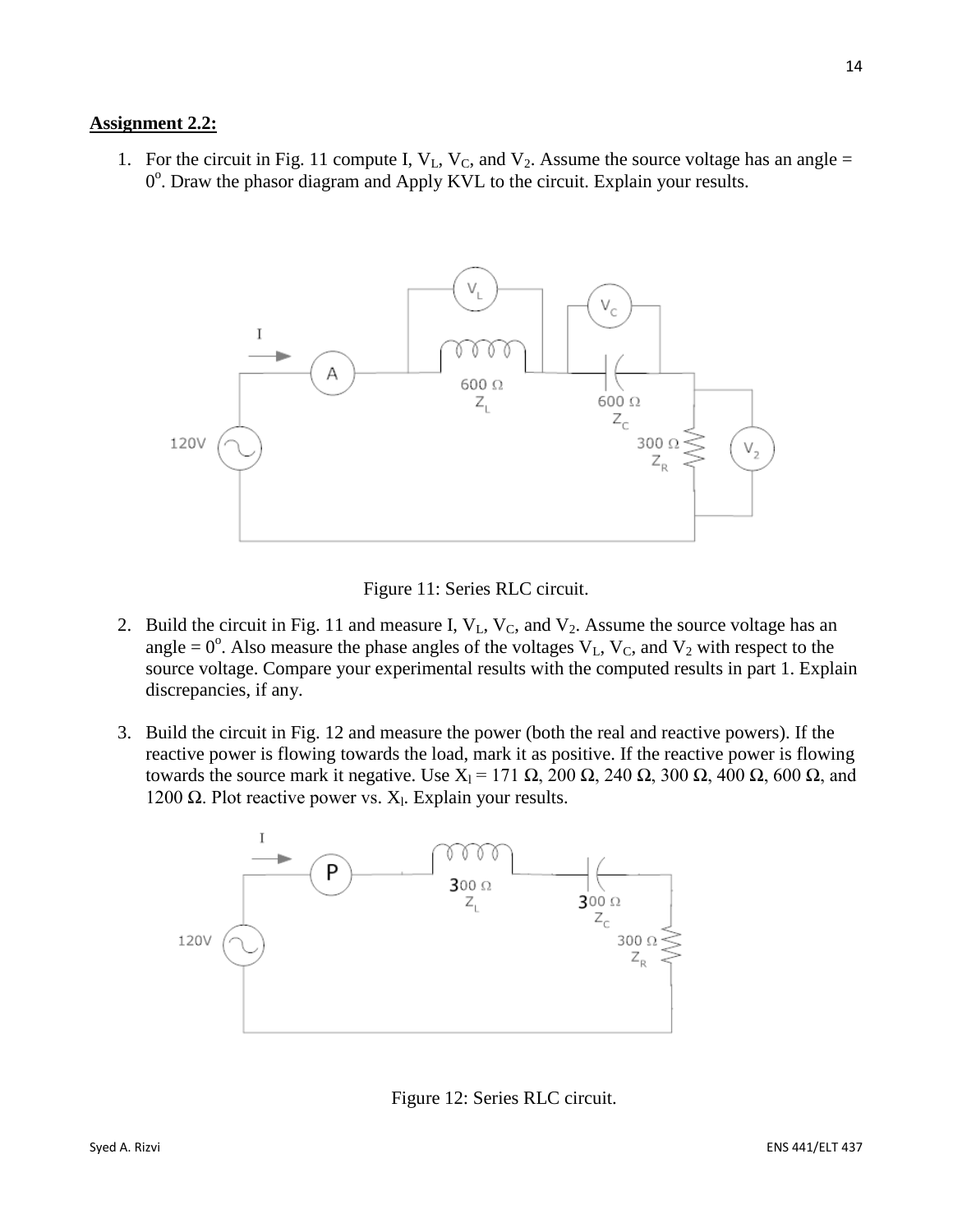**Assignment 2.2:**

1. For the circuit in Fig. 11 compute I, $V_L$, $V_C$, and $V_2$. Assume the source voltage has an angle = $0^o$. Draw the phasor diagram and Apply KVL to the circuit. Explain your results.

Figure 11: Series RLC circuit.

2. Build the circuit in Fig. 11 and measure I, $V_L$, $V_C$, and $V_2$. Assume the source voltage has an angle = $0^o$. Also measure the phase angles of the voltages $V_L$, $V_C$, and $V_2$ with respect to the source voltage. Compare your experimental results with the computed results in part 1. Explain discrepancies, if any.

3. Build the circuit in Fig. 12 and measure the power (both the real and reactive powers). If the reactive power is flowing towards the load, mark it as positive. If the reactive power is flowing towards the source mark it negative. Use $X_l$ = 171 Ω, 200 Ω, 240 Ω, 300 Ω, 400 Ω, 600 Ω, and 1200 Ω. Plot reactive power vs. $X_l$. Explain your results.

Figure 12: Series RLC circuit.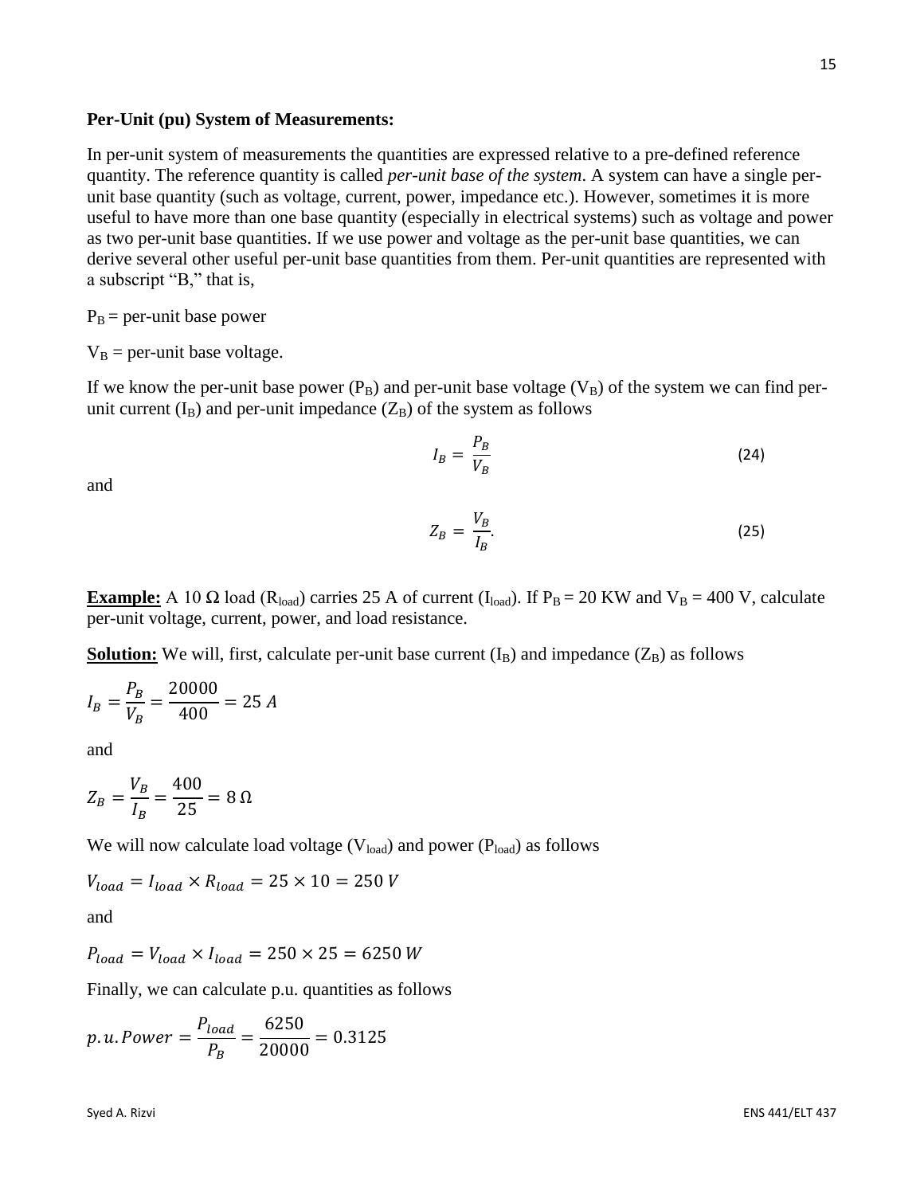**Per-Unit (pu) System of Measurements:**

In per-unit system of measurements the quantities are expressed relative to a pre-defined reference quantity. The reference quantity is called *per-unit base of the system*. A system can have a single per-unit base quantity (such as voltage, current, power, impedance etc.). However, sometimes it is more useful to have more than one base quantity (especially in electrical systems) such as voltage and power as two per-unit base quantities. If we use power and voltage as the per-unit base quantities, we can derive several other useful per-unit base quantities from them. Per-unit quantities are represented with a subscript "B," that is,

$P_B$ = per-unit base power

$V_B$ = per-unit base voltage.

If we know the per-unit base power ($P_B$) and per-unit base voltage ($V_B$) of the system we can find per-unit current ($I_B$) and per-unit impedance ($Z_B$) of the system as follows

$$I_B = \frac{P_B}{V_B} \tag{24}$$

and

$$Z_B = \frac{V_B}{I_B}. \tag{25}$$

**Example:** A 10 Ω load ($R_{load}$) carries 25 A of current ($I_{load}$). If $P_B$ = 20 KW and $V_B$ = 400 V, calculate per-unit voltage, current, power, and load resistance.

**Solution:** We will, first, calculate per-unit base current ($I_B$) and impedance ($Z_B$) as follows

$$I_B = \frac{P_B}{V_B} = \frac{20000}{400} = 25\ A$$

and

$$Z_B = \frac{V_B}{I_B} = \frac{400}{25} = 8\ \Omega$$

We will now calculate load voltage ($V_{load}$) and power ($P_{load}$) as follows

$$V_{load} = I_{load} \times R_{load} = 25 \times 10 = 250\ V$$

and

$$P_{load} = V_{load} \times I_{load} = 250 \times 25 = 6250\ W$$

Finally, we can calculate p.u. quantities as follows

$$p.u. Power = \frac{P_{load}}{P_B} = \frac{6250}{20000} = 0.3125$$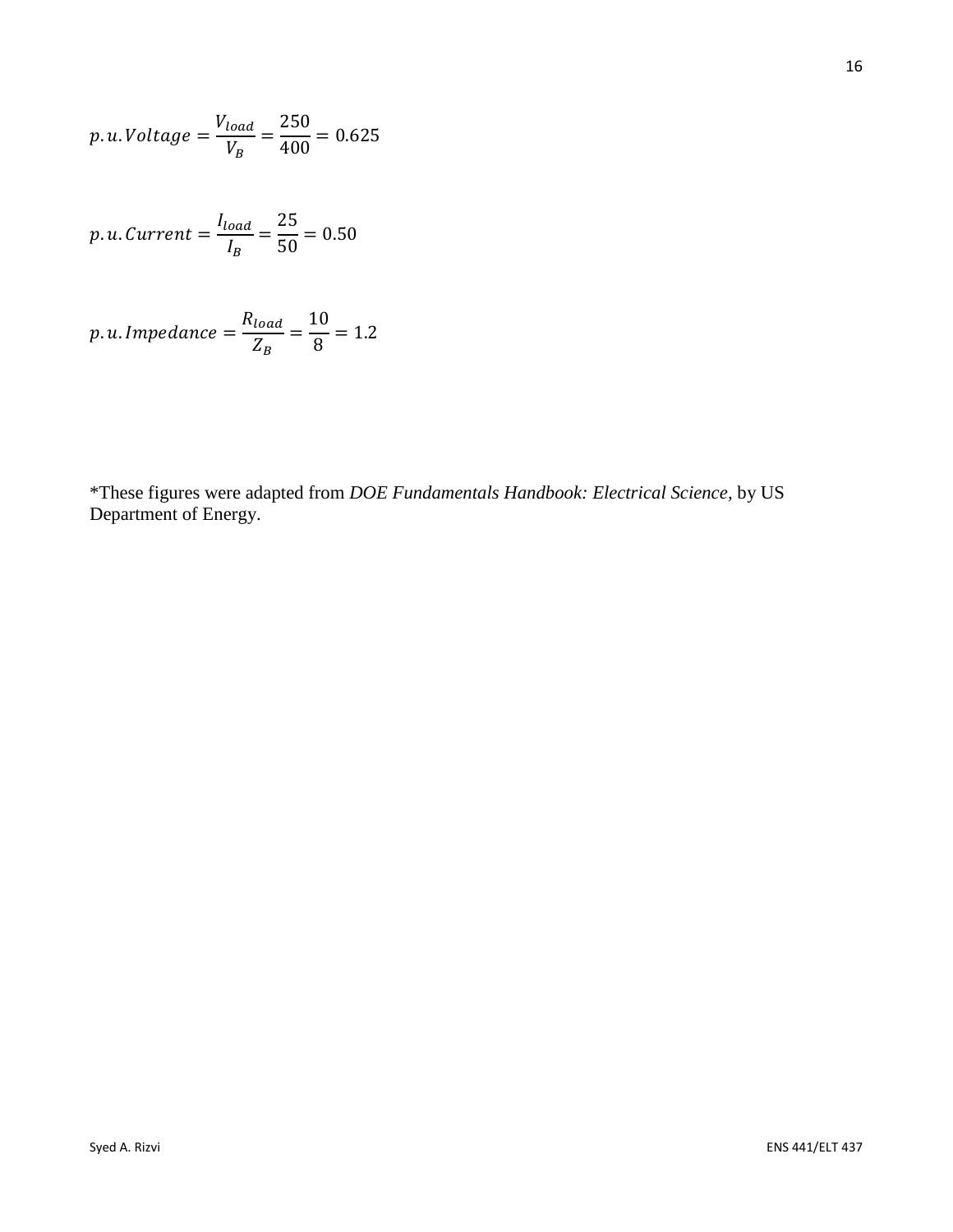$$p.u.Voltage = \frac{V_{load}}{V_B} = \frac{250}{400} = 0.625$$

$$p.u.Current = \frac{I_{load}}{I_B} = \frac{25}{50} = 0.50$$

$$p.u.Impedance = \frac{R_{load}}{Z_B} = \frac{10}{8} = 1.2$$

*These figures were adapted from *DOE Fundamentals Handbook: Electrical Science,* by US Department of Energy.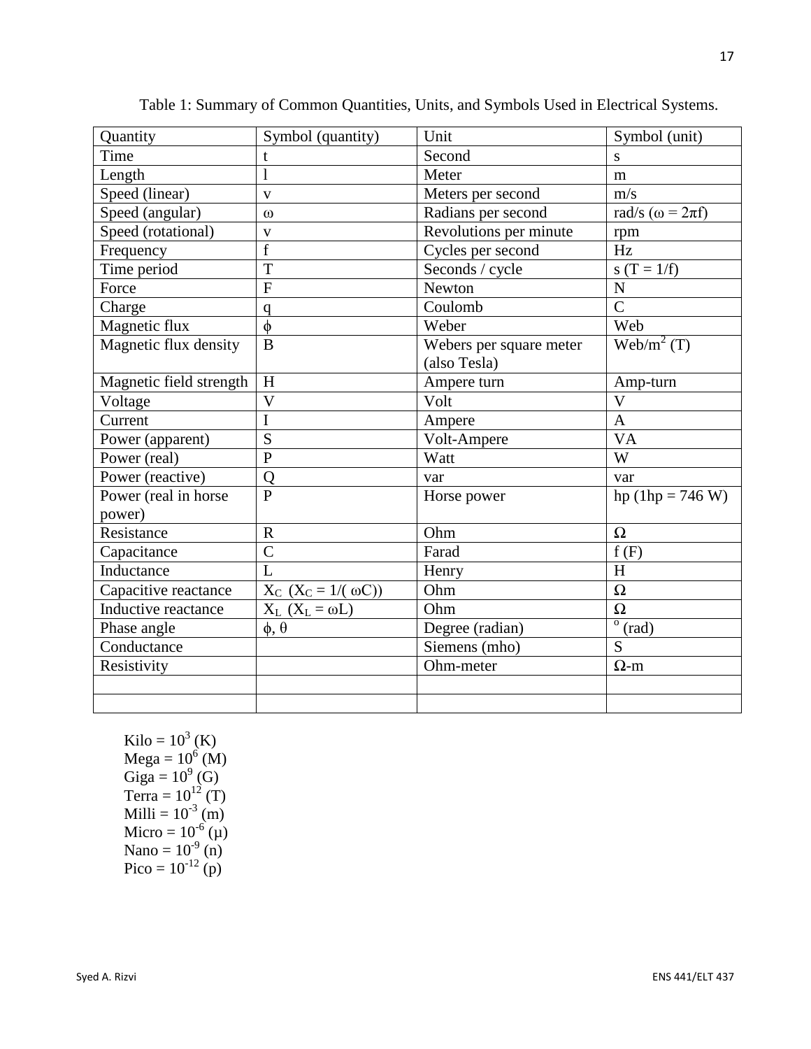Table 1: Summary of Common Quantities, Units, and Symbols Used in Electrical Systems.

| Quantity | Symbol (quantity) | Unit | Symbol (unit) |
|---|---|---|---|
| Time | t | Second | s |
| Length | l | Meter | m |
| Speed (linear) | v | Meters per second | m/s |
| Speed (angular) | $\omega$ | Radians per second | rad/s ($\omega = 2\pi f$) |
| Speed (rotational) | v | Revolutions per minute | rpm |
| Frequency | f | Cycles per second | Hz |
| Time period | T | Seconds / cycle | s ($T = 1/f$) |
| Force | F | Newton | N |
| Charge | q | Coulomb | C |
| Magnetic flux | $\phi$ | Weber | Web |
| Magnetic flux density | B | Webers per square meter (also Tesla) | Web/m$^2$ (T) |
| Magnetic field strength | H | Ampere turn | Amp-turn |
| Voltage | V | Volt | V |
| Current | I | Ampere | A |
| Power (apparent) | S | Volt-Ampere | VA |
| Power (real) | P | Watt | W |
| Power (reactive) | Q | var | var |
| Power (real in horse power) | P | Horse power | hp (1hp = 746 W) |
| Resistance | R | Ohm | $\Omega$ |
| Capacitance | C | Farad | f (F) |
| Inductance | L | Henry | H |
| Capacitive reactance | $X_C$ ($X_C = 1/(\omega C)$) | Ohm | $\Omega$ |
| Inductive reactance | $X_L$ ($X_L = \omega L$) | Ohm | $\Omega$ |
| Phase angle | $\phi$, $\theta$ | Degree (radian) | $^o$ (rad) |
| Conductance | | Siemens (mho) | S |
| Resistivity | | Ohm-meter | $\Omega$-m |
| | | | |
| | | | |

Kilo = $10^3$ (K)
Mega = $10^6$ (M)
Giga = $10^9$ (G)
Terra = $10^{12}$ (T)
Milli = $10^{-3}$ (m)
Micro = $10^{-6}$ ($\mu$)
Nano = $10^{-9}$ (n)
Pico = $10^{-12}$ (p)